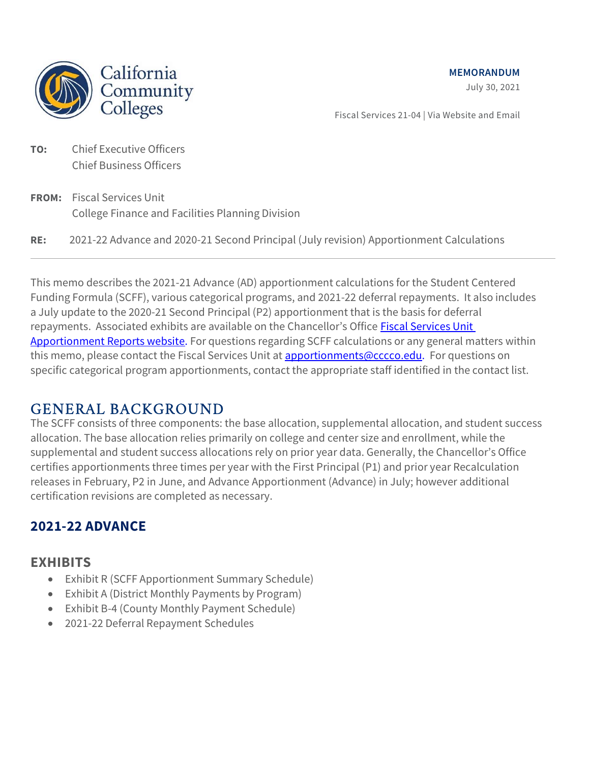California Community Colleges

**MEMORANDUM**

July 30, 2021

Fiscal Services 21-04 | Via Website and Email

**TO:** Chief Executive Officers
Chief Business Officers

**FROM:** Fiscal Services Unit
College Finance and Facilities Planning Division

**RE:** 2021-22 Advance and 2020-21 Second Principal (July revision) Apportionment Calculations

---

This memo describes the 2021-21 Advance (AD) apportionment calculations for the Student Centered Funding Formula (SCFF), various categorical programs, and 2021-22 deferral repayments. It also includes a July update to the 2020-21 Second Principal (P2) apportionment that is the basis for deferral repayments. Associated exhibits are available on the Chancellor's Office [Fiscal Services Unit Apportionment Reports website](). For questions regarding SCFF calculations or any general matters within this memo, please contact the Fiscal Services Unit at [apportionments@cccco.edu](mailto:apportionments@cccco.edu). For questions on specific categorical program apportionments, contact the appropriate staff identified in the contact list.

## GENERAL BACKGROUND

The SCFF consists of three components: the base allocation, supplemental allocation, and student success allocation. The base allocation relies primarily on college and center size and enrollment, while the supplemental and student success allocations rely on prior year data. Generally, the Chancellor's Office certifies apportionments three times per year with the First Principal (P1) and prior year Recalculation releases in February, P2 in June, and Advance Apportionment (Advance) in July; however additional certification revisions are completed as necessary.

## 2021-22 ADVANCE

### EXHIBITS

- Exhibit R (SCFF Apportionment Summary Schedule)
- Exhibit A (District Monthly Payments by Program)
- Exhibit B-4 (County Monthly Payment Schedule)
- 2021-22 Deferral Repayment Schedules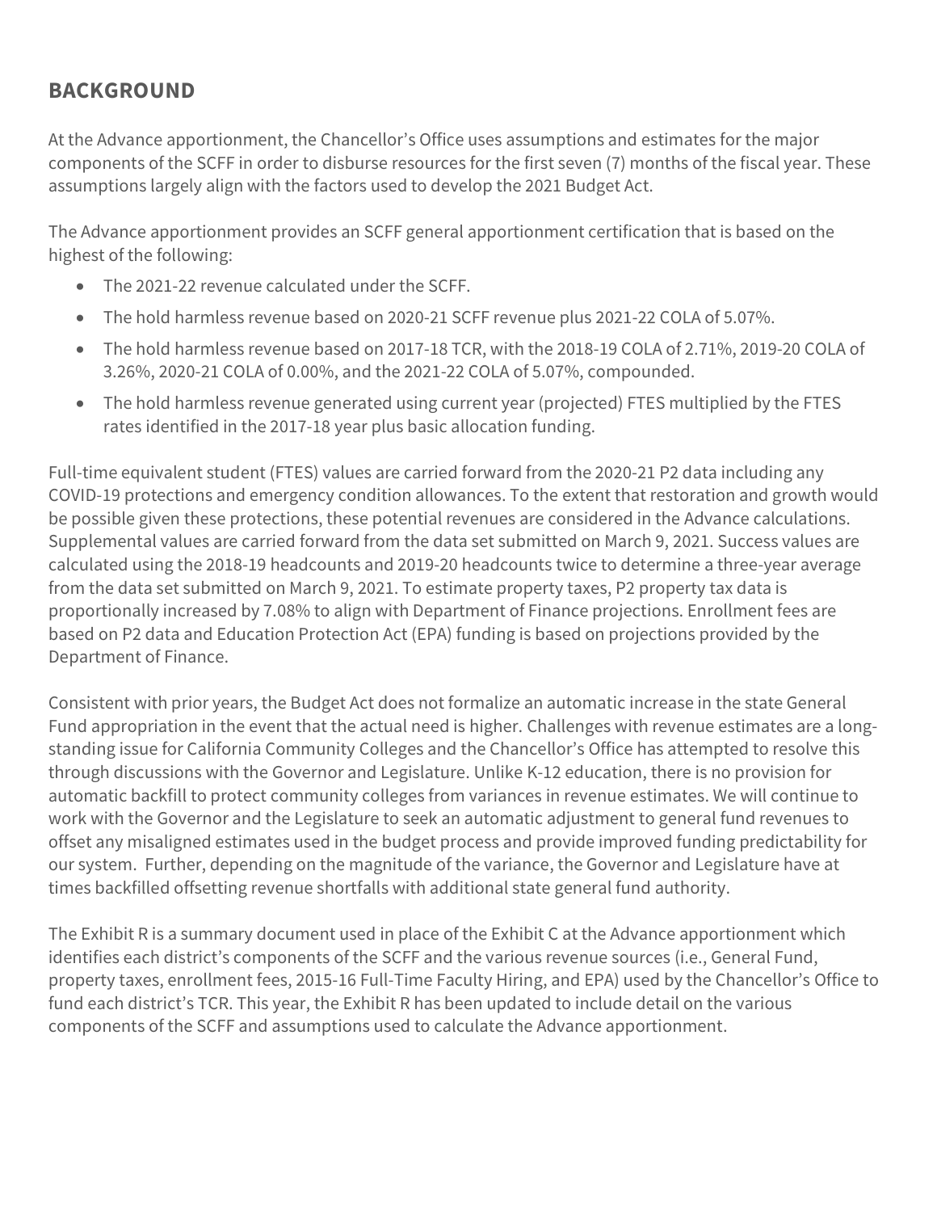## BACKGROUND

At the Advance apportionment, the Chancellor's Office uses assumptions and estimates for the major components of the SCFF in order to disburse resources for the first seven (7) months of the fiscal year. These assumptions largely align with the factors used to develop the 2021 Budget Act.

The Advance apportionment provides an SCFF general apportionment certification that is based on the highest of the following:

- The 2021-22 revenue calculated under the SCFF.
- The hold harmless revenue based on 2020-21 SCFF revenue plus 2021-22 COLA of 5.07%.
- The hold harmless revenue based on 2017-18 TCR, with the 2018-19 COLA of 2.71%, 2019-20 COLA of 3.26%, 2020-21 COLA of 0.00%, and the 2021-22 COLA of 5.07%, compounded.
- The hold harmless revenue generated using current year (projected) FTES multiplied by the FTES rates identified in the 2017-18 year plus basic allocation funding.

Full-time equivalent student (FTES) values are carried forward from the 2020-21 P2 data including any COVID-19 protections and emergency condition allowances. To the extent that restoration and growth would be possible given these protections, these potential revenues are considered in the Advance calculations. Supplemental values are carried forward from the data set submitted on March 9, 2021. Success values are calculated using the 2018-19 headcounts and 2019-20 headcounts twice to determine a three-year average from the data set submitted on March 9, 2021. To estimate property taxes, P2 property tax data is proportionally increased by 7.08% to align with Department of Finance projections. Enrollment fees are based on P2 data and Education Protection Act (EPA) funding is based on projections provided by the Department of Finance.

Consistent with prior years, the Budget Act does not formalize an automatic increase in the state General Fund appropriation in the event that the actual need is higher. Challenges with revenue estimates are a long-standing issue for California Community Colleges and the Chancellor's Office has attempted to resolve this through discussions with the Governor and Legislature. Unlike K-12 education, there is no provision for automatic backfill to protect community colleges from variances in revenue estimates. We will continue to work with the Governor and the Legislature to seek an automatic adjustment to general fund revenues to offset any misaligned estimates used in the budget process and provide improved funding predictability for our system. Further, depending on the magnitude of the variance, the Governor and Legislature have at times backfilled offsetting revenue shortfalls with additional state general fund authority.

The Exhibit R is a summary document used in place of the Exhibit C at the Advance apportionment which identifies each district's components of the SCFF and the various revenue sources (i.e., General Fund, property taxes, enrollment fees, 2015-16 Full-Time Faculty Hiring, and EPA) used by the Chancellor's Office to fund each district's TCR. This year, the Exhibit R has been updated to include detail on the various components of the SCFF and assumptions used to calculate the Advance apportionment.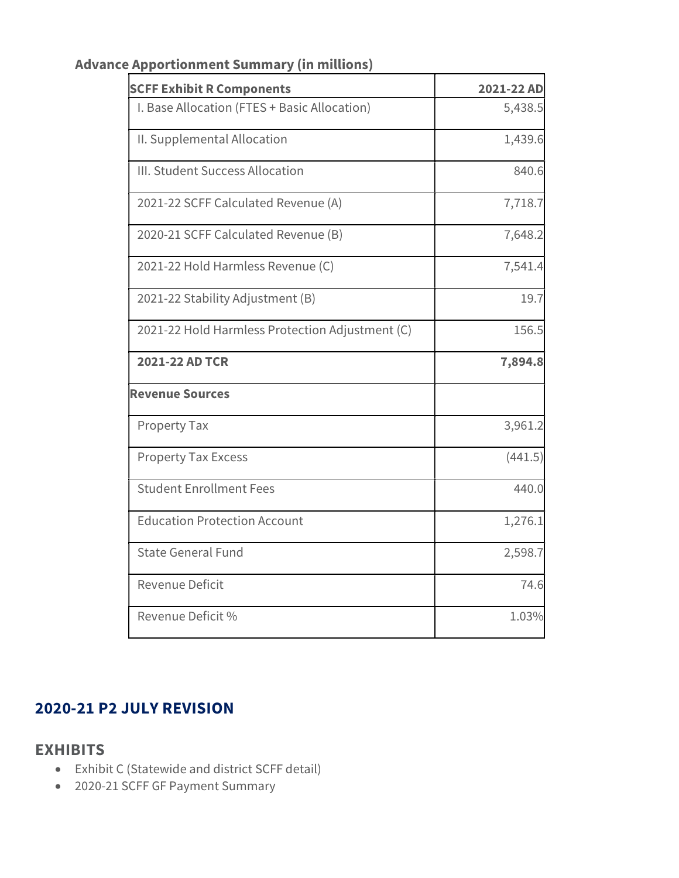**Advance Apportionment Summary (in millions)**

| SCFF Exhibit R Components | 2021-22 AD |
|---|---|
| I. Base Allocation (FTES + Basic Allocation) | 5,438.5 |
| II. Supplemental Allocation | 1,439.6 |
| III. Student Success Allocation | 840.6 |
| 2021-22 SCFF Calculated Revenue (A) | 7,718.7 |
| 2020-21 SCFF Calculated Revenue (B) | 7,648.2 |
| 2021-22 Hold Harmless Revenue (C) | 7,541.4 |
| 2021-22 Stability Adjustment (B) | 19.7 |
| 2021-22 Hold Harmless Protection Adjustment (C) | 156.5 |
| **2021-22 AD TCR** | **7,894.8** |
| **Revenue Sources** | |
| Property Tax | 3,961.2 |
| Property Tax Excess | (441.5) |
| Student Enrollment Fees | 440.0 |
| Education Protection Account | 1,276.1 |
| State General Fund | 2,598.7 |
| Revenue Deficit | 74.6 |
| Revenue Deficit % | 1.03% |

## 2020-21 P2 JULY REVISION

### EXHIBITS

- Exhibit C (Statewide and district SCFF detail)
- 2020-21 SCFF GF Payment Summary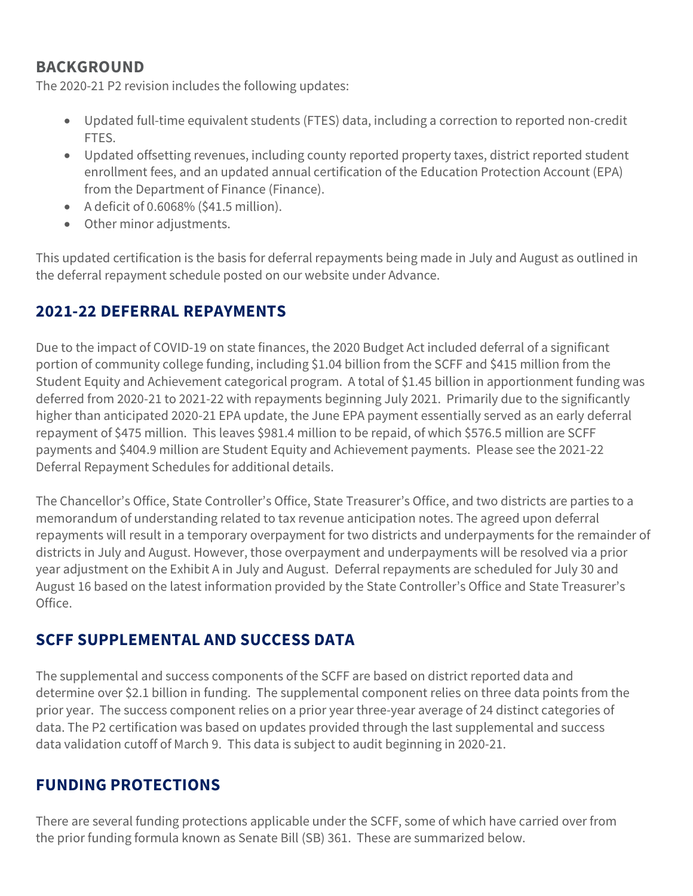## BACKGROUND

The 2020-21 P2 revision includes the following updates:

- Updated full-time equivalent students (FTES) data, including a correction to reported non-credit FTES.
- Updated offsetting revenues, including county reported property taxes, district reported student enrollment fees, and an updated annual certification of the Education Protection Account (EPA) from the Department of Finance (Finance).
- A deficit of 0.6068% ($41.5 million).
- Other minor adjustments.

This updated certification is the basis for deferral repayments being made in July and August as outlined in the deferral repayment schedule posted on our website under Advance.

## 2021-22 DEFERRAL REPAYMENTS

Due to the impact of COVID-19 on state finances, the 2020 Budget Act included deferral of a significant portion of community college funding, including $1.04 billion from the SCFF and $415 million from the Student Equity and Achievement categorical program. A total of $1.45 billion in apportionment funding was deferred from 2020-21 to 2021-22 with repayments beginning July 2021. Primarily due to the significantly higher than anticipated 2020-21 EPA update, the June EPA payment essentially served as an early deferral repayment of $475 million. This leaves $981.4 million to be repaid, of which $576.5 million are SCFF payments and $404.9 million are Student Equity and Achievement payments. Please see the 2021-22 Deferral Repayment Schedules for additional details.

The Chancellor's Office, State Controller's Office, State Treasurer's Office, and two districts are parties to a memorandum of understanding related to tax revenue anticipation notes. The agreed upon deferral repayments will result in a temporary overpayment for two districts and underpayments for the remainder of districts in July and August. However, those overpayment and underpayments will be resolved via a prior year adjustment on the Exhibit A in July and August. Deferral repayments are scheduled for July 30 and August 16 based on the latest information provided by the State Controller's Office and State Treasurer's Office.

## SCFF SUPPLEMENTAL AND SUCCESS DATA

The supplemental and success components of the SCFF are based on district reported data and determine over $2.1 billion in funding. The supplemental component relies on three data points from the prior year. The success component relies on a prior year three-year average of 24 distinct categories of data. The P2 certification was based on updates provided through the last supplemental and success data validation cutoff of March 9. This data is subject to audit beginning in 2020-21.

## FUNDING PROTECTIONS

There are several funding protections applicable under the SCFF, some of which have carried over from the prior funding formula known as Senate Bill (SB) 361. These are summarized below.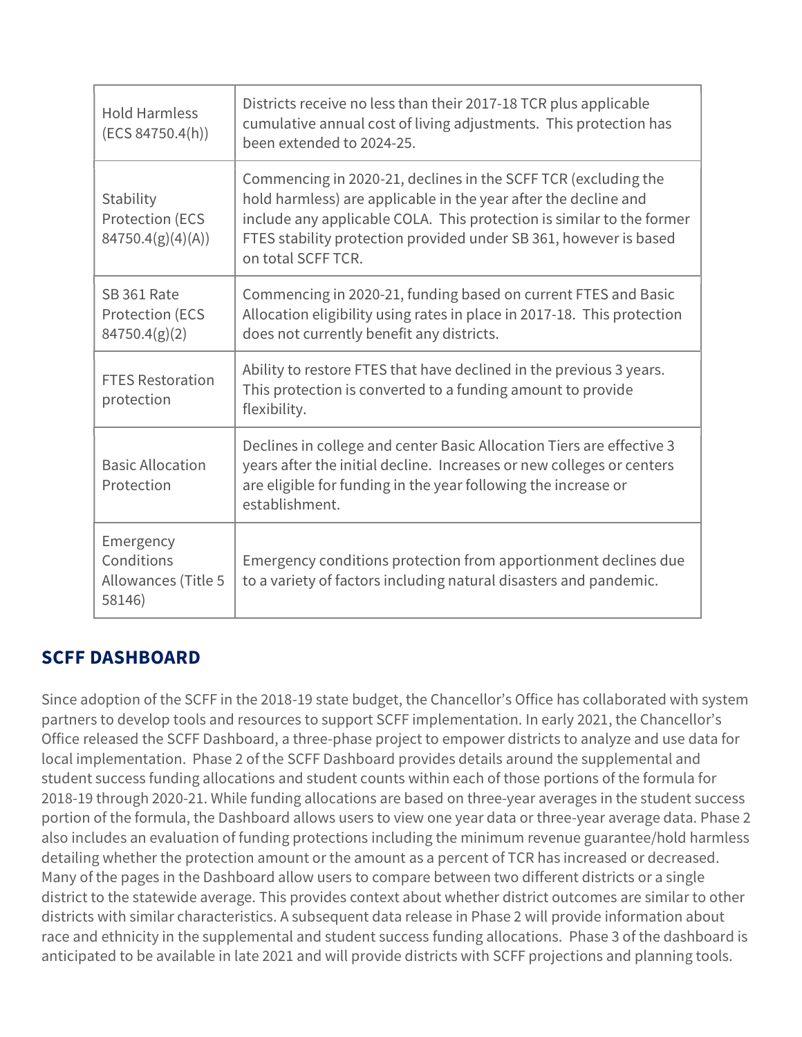| Hold Harmless (ECS 84750.4(h)) | Districts receive no less than their 2017-18 TCR plus applicable cumulative annual cost of living adjustments. This protection has been extended to 2024-25. |
|---|---|
| Stability Protection (ECS 84750.4(g)(4)(A)) | Commencing in 2020-21, declines in the SCFF TCR (excluding the hold harmless) are applicable in the year after the decline and include any applicable COLA. This protection is similar to the former FTES stability protection provided under SB 361, however is based on total SCFF TCR. |
| SB 361 Rate Protection (ECS 84750.4(g)(2) | Commencing in 2020-21, funding based on current FTES and Basic Allocation eligibility using rates in place in 2017-18. This protection does not currently benefit any districts. |
| FTES Restoration protection | Ability to restore FTES that have declined in the previous 3 years. This protection is converted to a funding amount to provide flexibility. |
| Basic Allocation Protection | Declines in college and center Basic Allocation Tiers are effective 3 years after the initial decline. Increases or new colleges or centers are eligible for funding in the year following the increase or establishment. |
| Emergency Conditions Allowances (Title 5 58146) | Emergency conditions protection from apportionment declines due to a variety of factors including natural disasters and pandemic. |

## SCFF DASHBOARD

Since adoption of the SCFF in the 2018-19 state budget, the Chancellor's Office has collaborated with system partners to develop tools and resources to support SCFF implementation. In early 2021, the Chancellor's Office released the SCFF Dashboard, a three-phase project to empower districts to analyze and use data for local implementation. Phase 2 of the SCFF Dashboard provides details around the supplemental and student success funding allocations and student counts within each of those portions of the formula for 2018-19 through 2020-21. While funding allocations are based on three-year averages in the student success portion of the formula, the Dashboard allows users to view one year data or three-year average data. Phase 2 also includes an evaluation of funding protections including the minimum revenue guarantee/hold harmless detailing whether the protection amount or the amount as a percent of TCR has increased or decreased. Many of the pages in the Dashboard allow users to compare between two different districts or a single district to the statewide average. This provides context about whether district outcomes are similar to other districts with similar characteristics. A subsequent data release in Phase 2 will provide information about race and ethnicity in the supplemental and student success funding allocations. Phase 3 of the dashboard is anticipated to be available in late 2021 and will provide districts with SCFF projections and planning tools.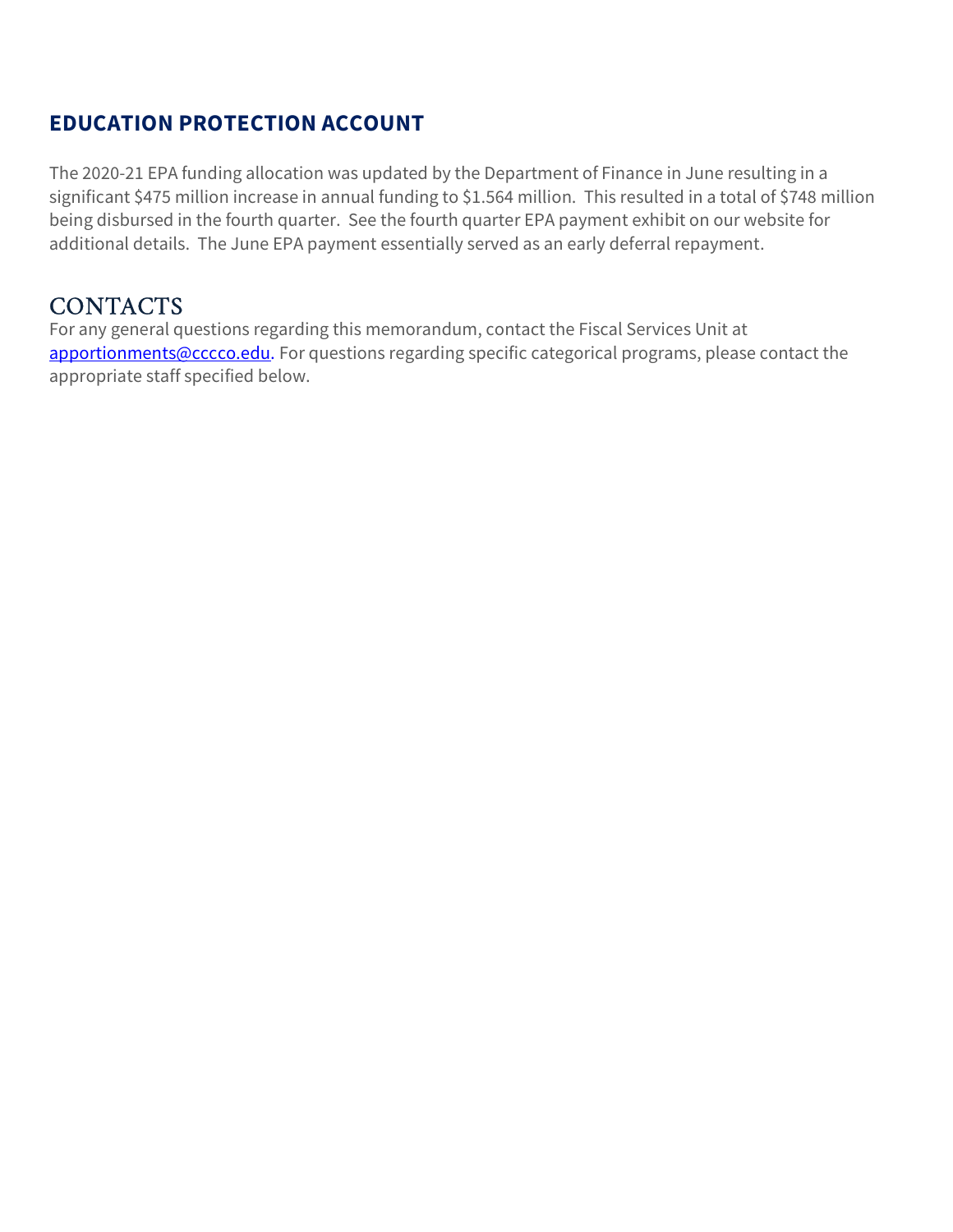## EDUCATION PROTECTION ACCOUNT

The 2020-21 EPA funding allocation was updated by the Department of Finance in June resulting in a significant $475 million increase in annual funding to $1.564 million. This resulted in a total of $748 million being disbursed in the fourth quarter. See the fourth quarter EPA payment exhibit on our website for additional details. The June EPA payment essentially served as an early deferral repayment.

## CONTACTS

For any general questions regarding this memorandum, contact the Fiscal Services Unit at [apportionments@cccco.edu](mailto:apportionments@cccco.edu). For questions regarding specific categorical programs, please contact the appropriate staff specified below.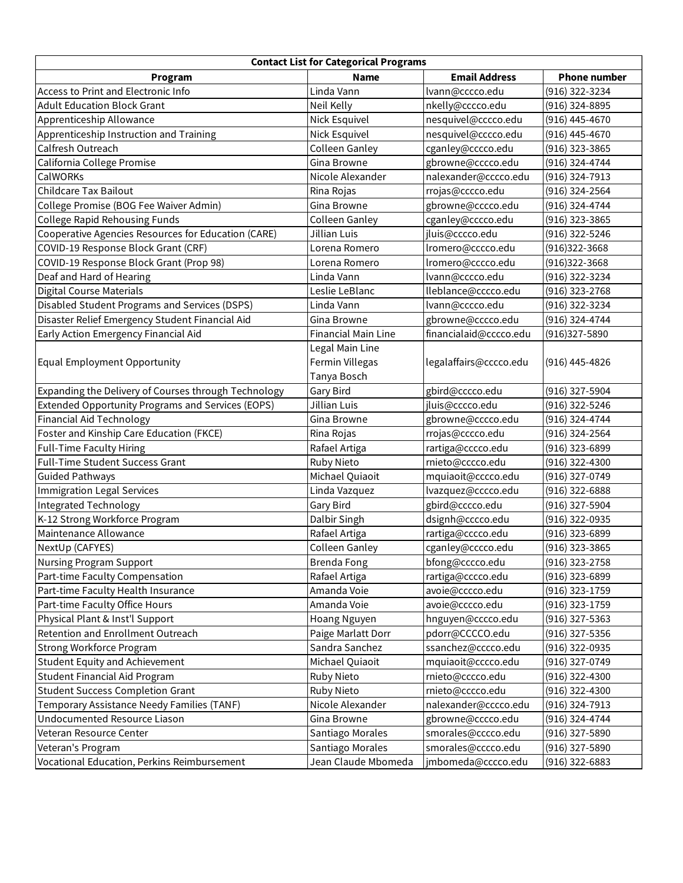| Contact List for Categorical Programs | | | |
|---|---|---|---|
| **Program** | **Name** | **Email Address** | **Phone number** |
| Access to Print and Electronic Info | Linda Vann | lvann@cccco.edu | (916) 322-3234 |
| Adult Education Block Grant | Neil Kelly | nkelly@cccco.edu | (916) 324-8895 |
| Apprenticeship Allowance | Nick Esquivel | nesquivel@cccco.edu | (916) 445-4670 |
| Apprenticeship Instruction and Training | Nick Esquivel | nesquivel@cccco.edu | (916) 445-4670 |
| Calfresh Outreach | Colleen Ganley | cganley@cccco.edu | (916) 323-3865 |
| California College Promise | Gina Browne | gbrowne@cccco.edu | (916) 324-4744 |
| CalWORKs | Nicole Alexander | nalexander@cccco.edu | (916) 324-7913 |
| Childcare Tax Bailout | Rina Rojas | rrojas@cccco.edu | (916) 324-2564 |
| College Promise (BOG Fee Waiver Admin) | Gina Browne | gbrowne@cccco.edu | (916) 324-4744 |
| College Rapid Rehousing Funds | Colleen Ganley | cganley@cccco.edu | (916) 323-3865 |
| Cooperative Agencies Resources for Education (CARE) | Jillian Luis | jluis@cccco.edu | (916) 322-5246 |
| COVID-19 Response Block Grant (CRF) | Lorena Romero | lromero@cccco.edu | (916)322-3668 |
| COVID-19 Response Block Grant (Prop 98) | Lorena Romero | lromero@cccco.edu | (916)322-3668 |
| Deaf and Hard of Hearing | Linda Vann | lvann@cccco.edu | (916) 322-3234 |
| Digital Course Materials | Leslie LeBlanc | lleblance@cccco.edu | (916) 323-2768 |
| Disabled Student Programs and Services (DSPS) | Linda Vann | lvann@cccco.edu | (916) 322-3234 |
| Disaster Relief Emergency Student Financial Aid | Gina Browne | gbrowne@cccco.edu | (916) 324-4744 |
| Early Action Emergency Financial Aid | Financial Main Line | financialaid@cccco.edu | (916)327-5890 |
| Equal Employment Opportunity | Legal Main Line<br>Fermin Villegas<br>Tanya Bosch | legalaffairs@cccco.edu | (916) 445-4826 |
| Expanding the Delivery of Courses through Technology | Gary Bird | gbird@cccco.edu | (916) 327-5904 |
| Extended Opportunity Programs and Services (EOPS) | Jillian Luis | jluis@cccco.edu | (916) 322-5246 |
| Financial Aid Technology | Gina Browne | gbrowne@cccco.edu | (916) 324-4744 |
| Foster and Kinship Care Education (FKCE) | Rina Rojas | rrojas@cccco.edu | (916) 324-2564 |
| Full-Time Faculty Hiring | Rafael Artiga | rartiga@cccco.edu | (916) 323-6899 |
| Full-Time Student Success Grant | Ruby Nieto | rnieto@cccco.edu | (916) 322-4300 |
| Guided Pathways | Michael Quiaoit | mquiaoit@cccco.edu | (916) 327-0749 |
| Immigration Legal Services | Linda Vazquez | lvazquez@cccco.edu | (916) 322-6888 |
| Integrated Technology | Gary Bird | gbird@cccco.edu | (916) 327-5904 |
| K-12 Strong Workforce Program | Dalbir Singh | dsignh@cccco.edu | (916) 322-0935 |
| Maintenance Allowance | Rafael Artiga | rartiga@cccco.edu | (916) 323-6899 |
| NextUp (CAFYES) | Colleen Ganley | cganley@cccco.edu | (916) 323-3865 |
| Nursing Program Support | Brenda Fong | bfong@cccco.edu | (916) 323-2758 |
| Part-time Faculty Compensation | Rafael Artiga | rartiga@cccco.edu | (916) 323-6899 |
| Part-time Faculty Health Insurance | Amanda Voie | avoie@cccco.edu | (916) 323-1759 |
| Part-time Faculty Office Hours | Amanda Voie | avoie@cccco.edu | (916) 323-1759 |
| Physical Plant & Inst'l Support | Hoang Nguyen | hnguyen@cccco.edu | (916) 327-5363 |
| Retention and Enrollment Outreach | Paige Marlatt Dorr | pdorr@CCCCO.edu | (916) 327-5356 |
| Strong Workforce Program | Sandra Sanchez | ssanchez@cccco.edu | (916) 322-0935 |
| Student Equity and Achievement | Michael Quiaoit | mquiaoit@cccco.edu | (916) 327-0749 |
| Student Financial Aid Program | Ruby Nieto | rnieto@cccco.edu | (916) 322-4300 |
| Student Success Completion Grant | Ruby Nieto | rnieto@cccco.edu | (916) 322-4300 |
| Temporary Assistance Needy Families (TANF) | Nicole Alexander | nalexander@cccco.edu | (916) 324-7913 |
| Undocumented Resource Liason | Gina Browne | gbrowne@cccco.edu | (916) 324-4744 |
| Veteran Resource Center | Santiago Morales | smorales@cccco.edu | (916) 327-5890 |
| Veteran's Program | Santiago Morales | smorales@cccco.edu | (916) 327-5890 |
| Vocational Education, Perkins Reimbursement | Jean Claude Mbomeda | jmbomeda@cccco.edu | (916) 322-6883 |